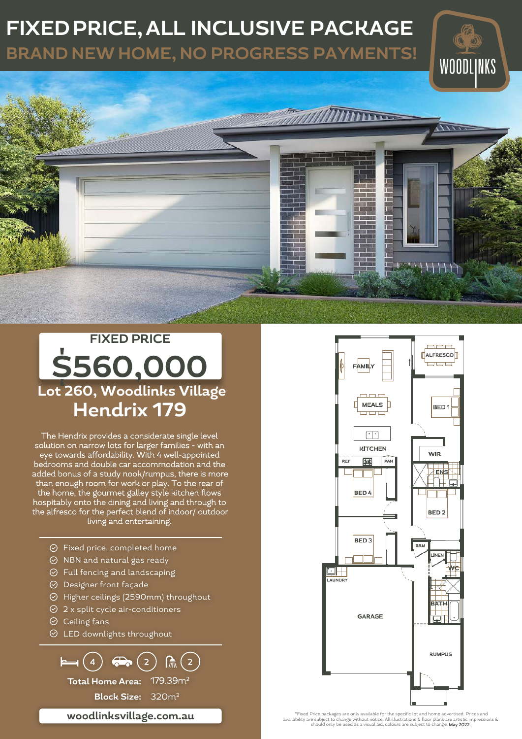# FIXED PRICE, ALL INCLUSIVE PACKAGE

## BRAND NEW HOME, NO PROGRESS PAYMENTS!

WOODLINKS

FIXED PRICE

# $560,000

## Lot 260, Woodlinks Village

## Hendrix 179

The Hendrix provides a considerate single level solution on narrow lots for larger families - with an eye towards affordability. With 4 well-appointed bedrooms and double car accommodation and the added bonus of a study nook/rumpus, there is more than enough room for work or play. To the rear of the home, the gourmet galley style kitchen flows hospitably onto the dining and living and through to the alfresco for the perfect blend of indoor/ outdoor living and entertaining.

- Fixed price, completed home
- NBN and natural gas ready
- Full fencing and landscaping
- Designer front façade
- Higher ceilings (2590mm) throughout
- 2 x split cycle air-conditioners
- Ceiling fans
- LED downlights throughout

4 | 2 | 2

**Total Home Area:** 179.39m$^2$

**Block Size:** 320m$^2$

**woodlinksvillage.com.au**

ALFRESCO, FAMILY, MEALS, KITCHEN, REF, PAN, BED 1, WIR, ENS, BED 4, BED 2, BED 3, BRM, LINEN, WC, LAUNDRY, GARAGE, BATH, RUMPUS

*Fixed Price packages are only available for the specific lot and home advertised. Prices and availability are subject to change without notice. All illustrations & floor plans are artistic impressions & should only be used as a visual aid, colours are subject to change. May 2022.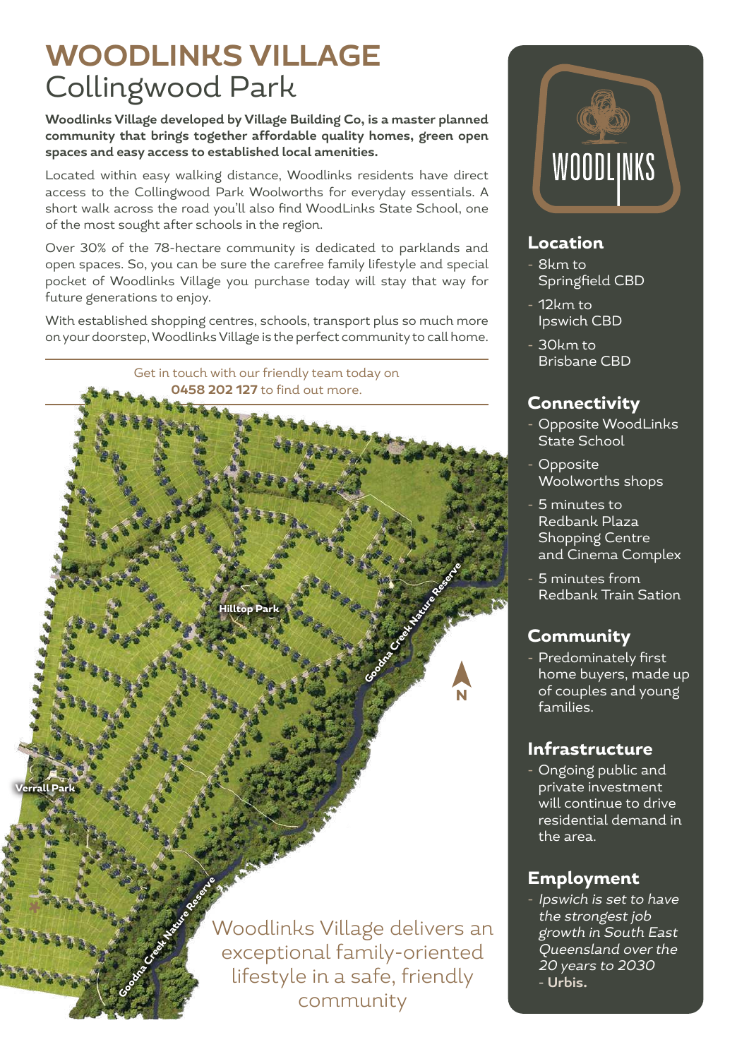# WOODLINKS VILLAGE
## Collingwood Park

**Woodlinks Village developed by Village Building Co, is a master planned community that brings together affordable quality homes, green open spaces and easy access to established local amenities.**

Located within easy walking distance, Woodlinks residents have direct access to the Collingwood Park Woolworths for everyday essentials. A short walk across the road you'll also find WoodLinks State School, one of the most sought after schools in the region.

Over 30% of the 78-hectare community is dedicated to parklands and open spaces. So, you can be sure the carefree family lifestyle and special pocket of Woodlinks Village you purchase today will stay that way for future generations to enjoy.

With established shopping centres, schools, transport plus so much more on your doorstep, Woodlinks Village is the perfect community to call home.

Get in touch with our friendly team today on **0458 202 127** to find out more.

Hilltop Park

Goodna Creek Nature Reserve

N

Verrall Park

Goodna Creek Nature Reserve

Woodlinks Village delivers an exceptional family-oriented lifestyle in a safe, friendly community

WOODLINKS

### Location

- 8km to Springfield CBD
- 12km to Ipswich CBD
- 30km to Brisbane CBD

### Connectivity

- Opposite WoodLinks State School
- Opposite Woolworths shops
- 5 minutes to Redbank Plaza Shopping Centre and Cinema Complex
- 5 minutes from Redbank Train Sation

### Community

- Predominately first home buyers, made up of couples and young families.

### Infrastructure

- Ongoing public and private investment will continue to drive residential demand in the area.

### Employment

- *Ipswich is set to have the strongest job growth in South East Queensland over the 20 years to 2030* - **Urbis.**